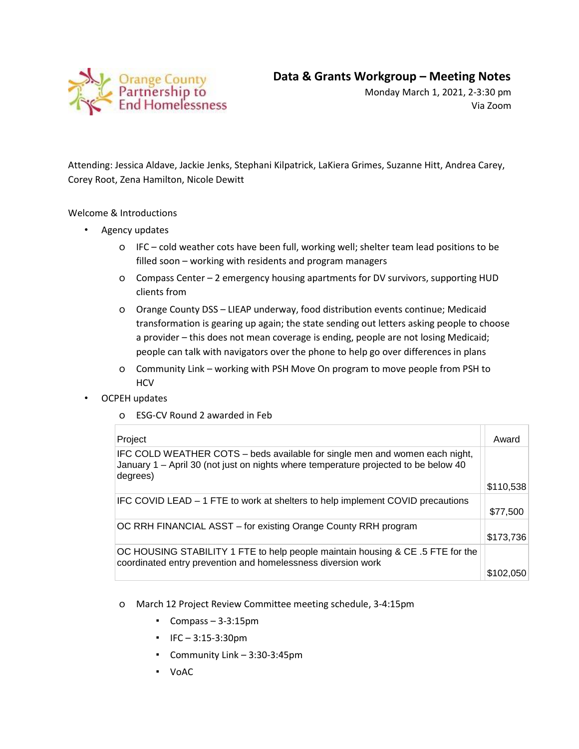Orange County Partnership to End Homelessness

# Data & Grants Workgroup – Meeting Notes

Monday March 1, 2021, 2-3:30 pm
Via Zoom

Attending: Jessica Aldave, Jackie Jenks, Stephani Kilpatrick, LaKiera Grimes, Suzanne Hitt, Andrea Carey, Corey Root, Zena Hamilton, Nicole Dewitt

Welcome & Introductions

- Agency updates
  - IFC – cold weather cots have been full, working well; shelter team lead positions to be filled soon – working with residents and program managers
  - Compass Center – 2 emergency housing apartments for DV survivors, supporting HUD clients from
  - Orange County DSS – LIEAP underway, food distribution events continue; Medicaid transformation is gearing up again; the state sending out letters asking people to choose a provider – this does not mean coverage is ending, people are not losing Medicaid; people can talk with navigators over the phone to help go over differences in plans
  - Community Link – working with PSH Move On program to move people from PSH to HCV
- OCPEH updates
  - ESG-CV Round 2 awarded in Feb

| Project | Award |
| --- | --- |
| IFC COLD WEATHER COTS – beds available for single men and women each night, January 1 – April 30 (not just on nights where temperature projected to be below 40 degrees) | $110,538 |
| IFC COVID LEAD – 1 FTE to work at shelters to help implement COVID precautions | $77,500 |
| OC RRH FINANCIAL ASST – for existing Orange County RRH program | $173,736 |
| OC HOUSING STABILITY 1 FTE to help people maintain housing & CE .5 FTE for the coordinated entry prevention and homelessness diversion work | $102,050 |

  - March 12 Project Review Committee meeting schedule, 3-4:15pm
    - Compass – 3-3:15pm
    - IFC – 3:15-3:30pm
    - Community Link – 3:30-3:45pm
    - VoAC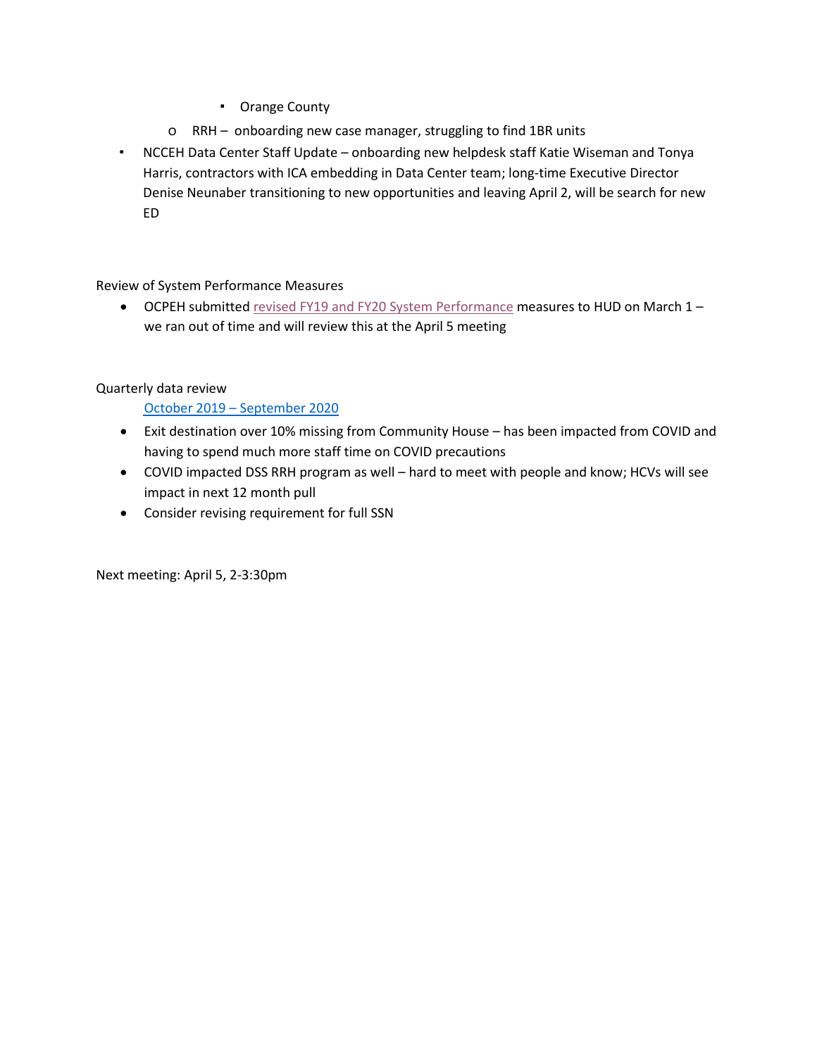- Orange County
    - RRH – onboarding new case manager, struggling to find 1BR units
- NCCEH Data Center Staff Update – onboarding new helpdesk staff Katie Wiseman and Tonya Harris, contractors with ICA embedding in Data Center team; long-time Executive Director Denise Neunaber transitioning to new opportunities and leaving April 2, will be search for new ED

Review of System Performance Measures

- OCPEH submitted revised FY19 and FY20 System Performance measures to HUD on March 1 – we ran out of time and will review this at the April 5 meeting

Quarterly data review

October 2019 – September 2020

- Exit destination over 10% missing from Community House – has been impacted from COVID and having to spend much more staff time on COVID precautions
- COVID impacted DSS RRH program as well – hard to meet with people and know; HCVs will see impact in next 12 month pull
- Consider revising requirement for full SSN

Next meeting: April 5, 2-3:30pm